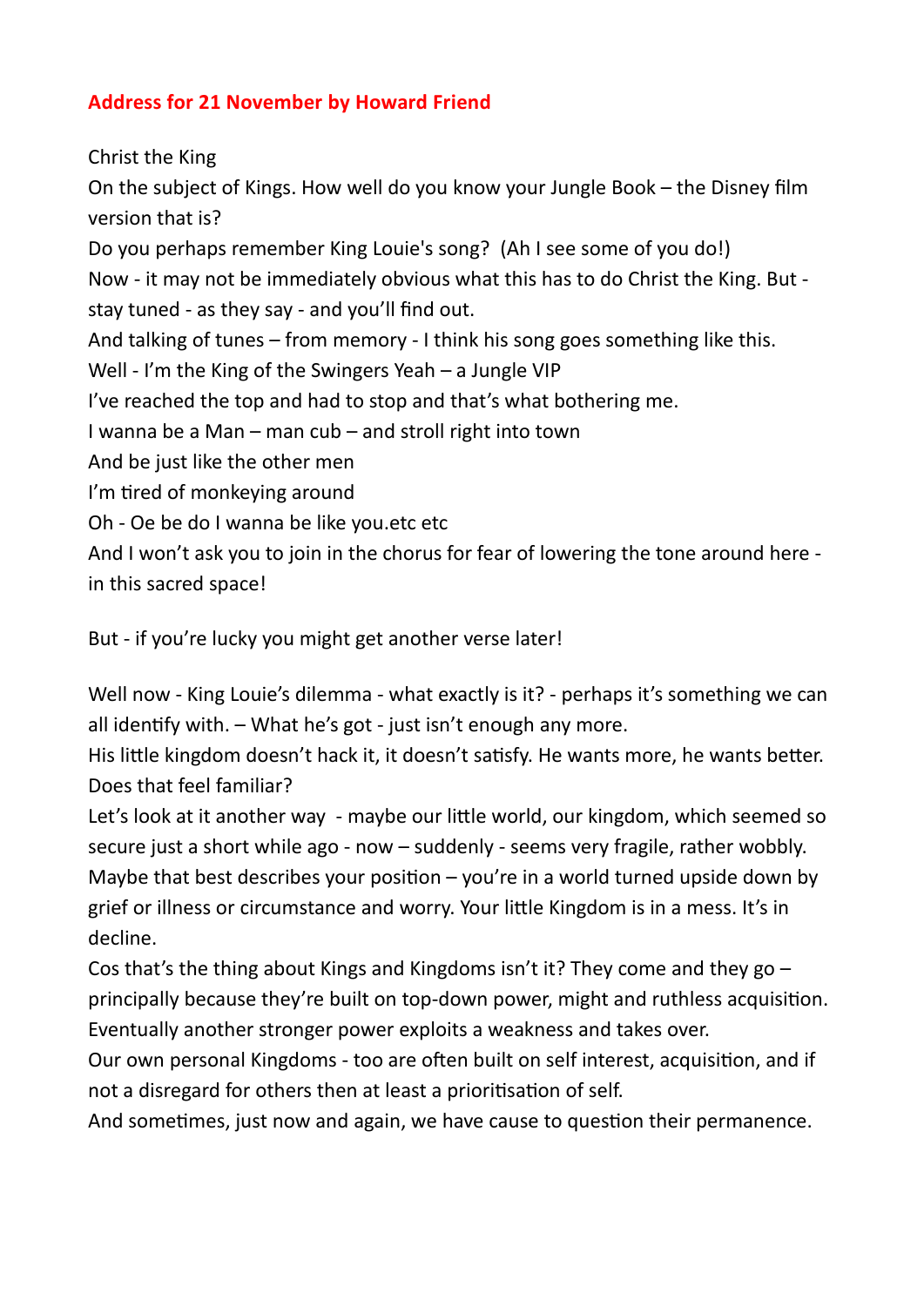**Address for 21 November by Howard Friend**

Christ the King

On the subject of Kings. How well do you know your Jungle Book – the Disney film version that is?

Do you perhaps remember King Louie's song? (Ah I see some of you do!)

Now - it may not be immediately obvious what this has to do Christ the King. But - stay tuned - as they say - and you'll find out.

And talking of tunes – from memory - I think his song goes something like this.

Well - I'm the King of the Swingers Yeah – a Jungle VIP

I've reached the top and had to stop and that's what bothering me.

I wanna be a Man – man cub – and stroll right into town

And be just like the other men

I'm tired of monkeying around

Oh - Oe be do I wanna be like you.etc etc

And I won't ask you to join in the chorus for fear of lowering the tone around here - in this sacred space!

But - if you're lucky you might get another verse later!

Well now - King Louie's dilemma - what exactly is it? - perhaps it's something we can all identify with. – What he's got - just isn't enough any more.

His little kingdom doesn't hack it, it doesn't satisfy. He wants more, he wants better. Does that feel familiar?

Let's look at it another way - maybe our little world, our kingdom, which seemed so secure just a short while ago - now – suddenly - seems very fragile, rather wobbly. Maybe that best describes your position – you're in a world turned upside down by grief or illness or circumstance and worry. Your little Kingdom is in a mess. It's in decline.

Cos that's the thing about Kings and Kingdoms isn't it? They come and they go – principally because they're built on top-down power, might and ruthless acquisition. Eventually another stronger power exploits a weakness and takes over.

Our own personal Kingdoms - too are often built on self interest, acquisition, and if not a disregard for others then at least a prioritisation of self.

And sometimes, just now and again, we have cause to question their permanence.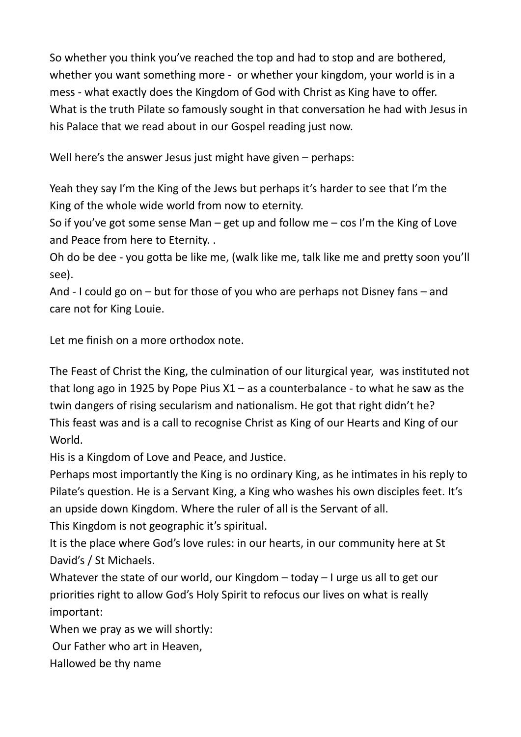So whether you think you've reached the top and had to stop and are bothered, whether you want something more - or whether your kingdom, your world is in a mess - what exactly does the Kingdom of God with Christ as King have to offer. What is the truth Pilate so famously sought in that conversation he had with Jesus in his Palace that we read about in our Gospel reading just now.

Well here's the answer Jesus just might have given – perhaps:

Yeah they say I'm the King of the Jews but perhaps it's harder to see that I'm the King of the whole wide world from now to eternity.
So if you've got some sense Man – get up and follow me – cos I'm the King of Love and Peace from here to Eternity. .
Oh do be dee - you gotta be like me, (walk like me, talk like me and pretty soon you'll see).
And - I could go on – but for those of you who are perhaps not Disney fans – and care not for King Louie.

Let me finish on a more orthodox note.

The Feast of Christ the King, the culmination of our liturgical year, was instituted not that long ago in 1925 by Pope Pius X1 – as a counterbalance - to what he saw as the twin dangers of rising secularism and nationalism. He got that right didn't he?
This feast was and is a call to recognise Christ as King of our Hearts and King of our World.
His is a Kingdom of Love and Peace, and Justice.
Perhaps most importantly the King is no ordinary King, as he intimates in his reply to Pilate's question. He is a Servant King, a King who washes his own disciples feet. It's an upside down Kingdom. Where the ruler of all is the Servant of all.
This Kingdom is not geographic it's spiritual.
It is the place where God's love rules: in our hearts, in our community here at St David's / St Michaels.
Whatever the state of our world, our Kingdom – today – I urge us all to get our priorities right to allow God's Holy Spirit to refocus our lives on what is really important:
When we pray as we will shortly:
Our Father who art in Heaven,
Hallowed be thy name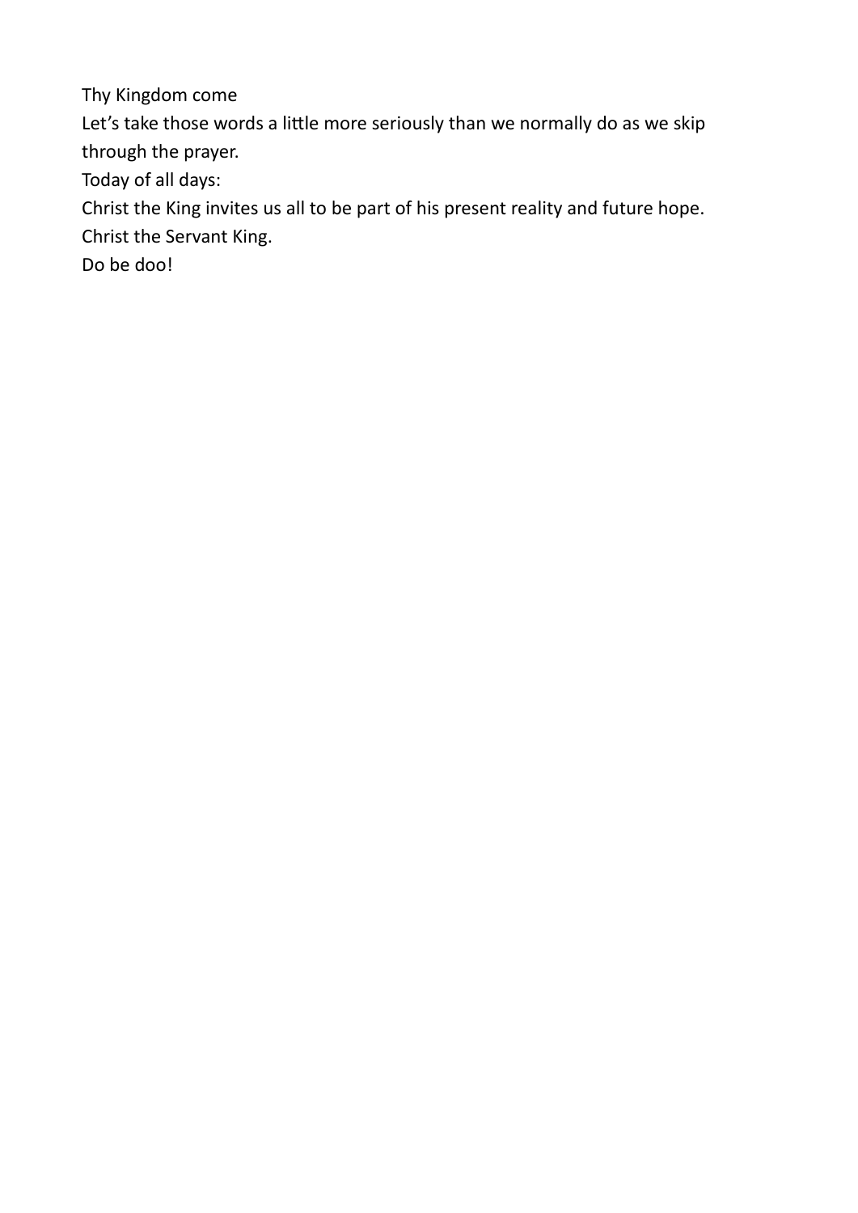Thy Kingdom come

Let’s take those words a little more seriously than we normally do as we skip through the prayer.

Today of all days:

Christ the King invites us all to be part of his present reality and future hope.

Christ the Servant King.

Do be doo!